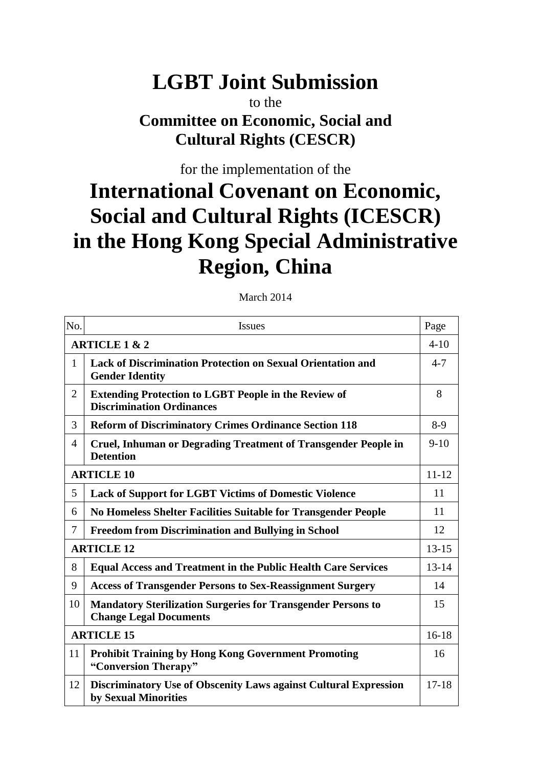# LGBT Joint Submission

to the

## Committee on Economic, Social and Cultural Rights (CESCR)

for the implementation of the

# International Covenant on Economic, Social and Cultural Rights (ICESCR) in the Hong Kong Special Administrative Region, China

March 2014

| No. | Issues | Page |
|---|---|---|
| **ARTICLE 1 & 2** | | 4-10 |
| 1 | **Lack of Discrimination Protection on Sexual Orientation and Gender Identity** | 4-7 |
| 2 | **Extending Protection to LGBT People in the Review of Discrimination Ordinances** | 8 |
| 3 | **Reform of Discriminatory Crimes Ordinance Section 118** | 8-9 |
| 4 | **Cruel, Inhuman or Degrading Treatment of Transgender People in Detention** | 9-10 |
| **ARTICLE 10** | | 11-12 |
| 5 | **Lack of Support for LGBT Victims of Domestic Violence** | 11 |
| 6 | **No Homeless Shelter Facilities Suitable for Transgender People** | 11 |
| 7 | **Freedom from Discrimination and Bullying in School** | 12 |
| **ARTICLE 12** | | 13-15 |
| 8 | **Equal Access and Treatment in the Public Health Care Services** | 13-14 |
| 9 | **Access of Transgender Persons to Sex-Reassignment Surgery** | 14 |
| 10 | **Mandatory Sterilization Surgeries for Transgender Persons to Change Legal Documents** | 15 |
| **ARTICLE 15** | | 16-18 |
| 11 | **Prohibit Training by Hong Kong Government Promoting "Conversion Therapy"** | 16 |
| 12 | **Discriminatory Use of Obscenity Laws against Cultural Expression by Sexual Minorities** | 17-18 |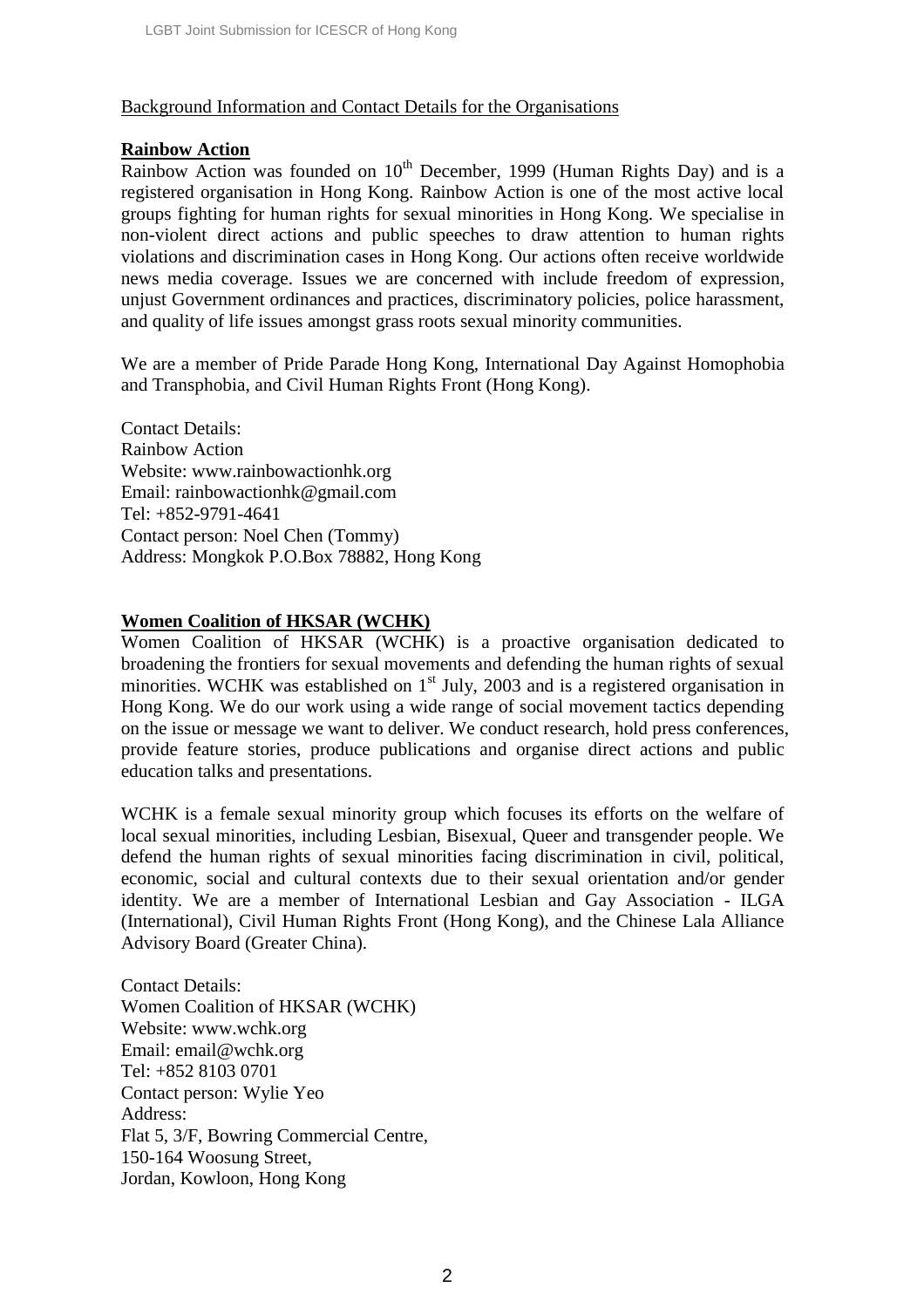Background Information and Contact Details for the Organisations

**Rainbow Action**

Rainbow Action was founded on 10th December, 1999 (Human Rights Day) and is a registered organisation in Hong Kong. Rainbow Action is one of the most active local groups fighting for human rights for sexual minorities in Hong Kong. We specialise in non-violent direct actions and public speeches to draw attention to human rights violations and discrimination cases in Hong Kong. Our actions often receive worldwide news media coverage. Issues we are concerned with include freedom of expression, unjust Government ordinances and practices, discriminatory policies, police harassment, and quality of life issues amongst grass roots sexual minority communities.

We are a member of Pride Parade Hong Kong, International Day Against Homophobia and Transphobia, and Civil Human Rights Front (Hong Kong).

Contact Details:
Rainbow Action
Website: www.rainbowactionhk.org
Email: rainbowactionhk@gmail.com
Tel: +852-9791-4641
Contact person: Noel Chen (Tommy)
Address: Mongkok P.O.Box 78882, Hong Kong

**Women Coalition of HKSAR (WCHK)**

Women Coalition of HKSAR (WCHK) is a proactive organisation dedicated to broadening the frontiers for sexual movements and defending the human rights of sexual minorities. WCHK was established on 1st July, 2003 and is a registered organisation in Hong Kong. We do our work using a wide range of social movement tactics depending on the issue or message we want to deliver. We conduct research, hold press conferences, provide feature stories, produce publications and organise direct actions and public education talks and presentations.

WCHK is a female sexual minority group which focuses its efforts on the welfare of local sexual minorities, including Lesbian, Bisexual, Queer and transgender people. We defend the human rights of sexual minorities facing discrimination in civil, political, economic, social and cultural contexts due to their sexual orientation and/or gender identity. We are a member of International Lesbian and Gay Association - ILGA (International), Civil Human Rights Front (Hong Kong), and the Chinese Lala Alliance Advisory Board (Greater China).

Contact Details:
Women Coalition of HKSAR (WCHK)
Website: www.wchk.org
Email: email@wchk.org
Tel: +852 8103 0701
Contact person: Wylie Yeo
Address:
Flat 5, 3/F, Bowring Commercial Centre,
150-164 Woosung Street,
Jordan, Kowloon, Hong Kong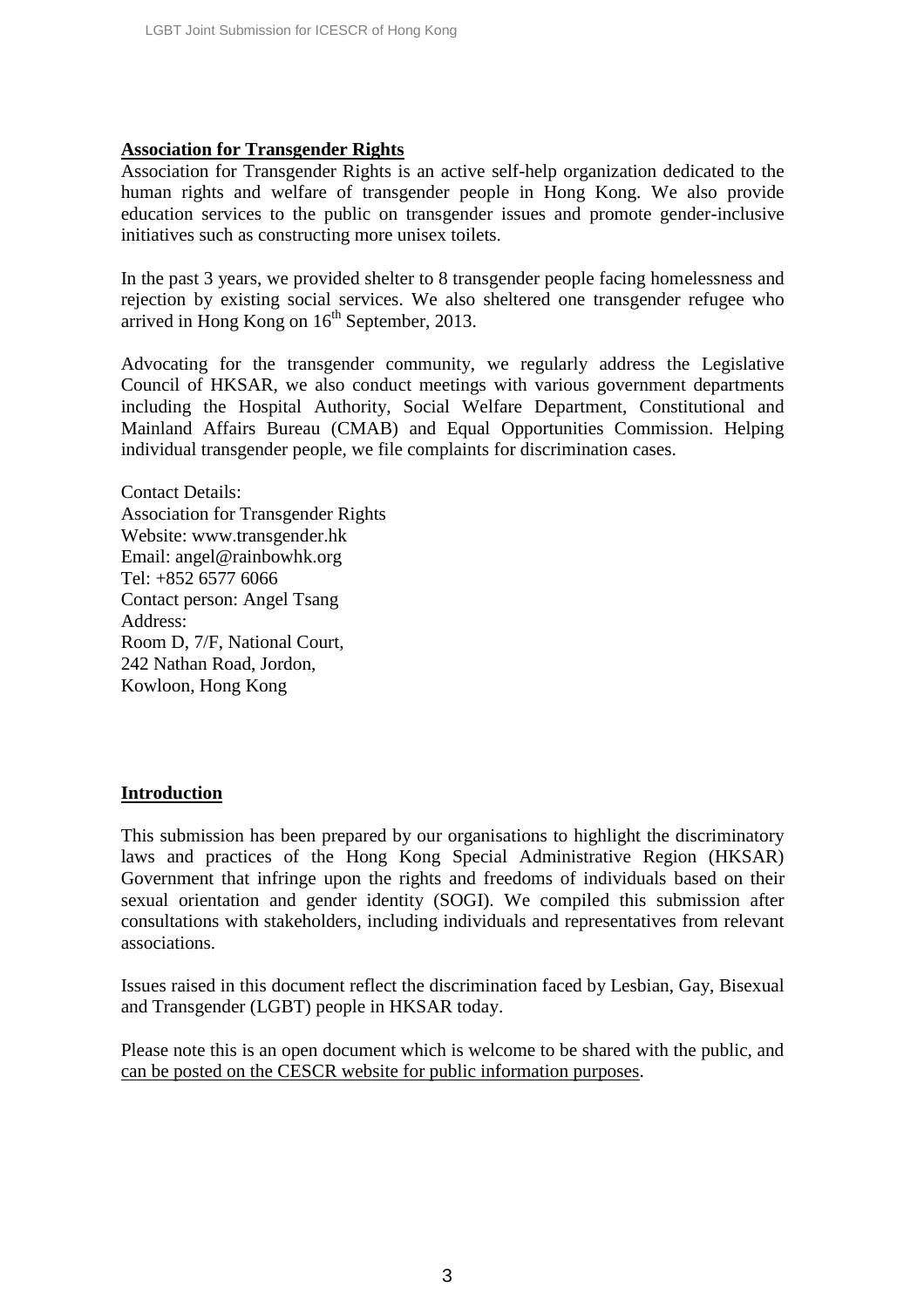**Association for Transgender Rights**

Association for Transgender Rights is an active self-help organization dedicated to the human rights and welfare of transgender people in Hong Kong. We also provide education services to the public on transgender issues and promote gender-inclusive initiatives such as constructing more unisex toilets.

In the past 3 years, we provided shelter to 8 transgender people facing homelessness and rejection by existing social services. We also sheltered one transgender refugee who arrived in Hong Kong on 16th September, 2013.

Advocating for the transgender community, we regularly address the Legislative Council of HKSAR, we also conduct meetings with various government departments including the Hospital Authority, Social Welfare Department, Constitutional and Mainland Affairs Bureau (CMAB) and Equal Opportunities Commission. Helping individual transgender people, we file complaints for discrimination cases.

Contact Details:
Association for Transgender Rights
Website: www.transgender.hk
Email: angel@rainbowhk.org
Tel: +852 6577 6066
Contact person: Angel Tsang
Address:
Room D, 7/F, National Court,
242 Nathan Road, Jordon,
Kowloon, Hong Kong

**Introduction**

This submission has been prepared by our organisations to highlight the discriminatory laws and practices of the Hong Kong Special Administrative Region (HKSAR) Government that infringe upon the rights and freedoms of individuals based on their sexual orientation and gender identity (SOGI). We compiled this submission after consultations with stakeholders, including individuals and representatives from relevant associations.

Issues raised in this document reflect the discrimination faced by Lesbian, Gay, Bisexual and Transgender (LGBT) people in HKSAR today.

Please note this is an open document which is welcome to be shared with the public, and can be posted on the CESCR website for public information purposes.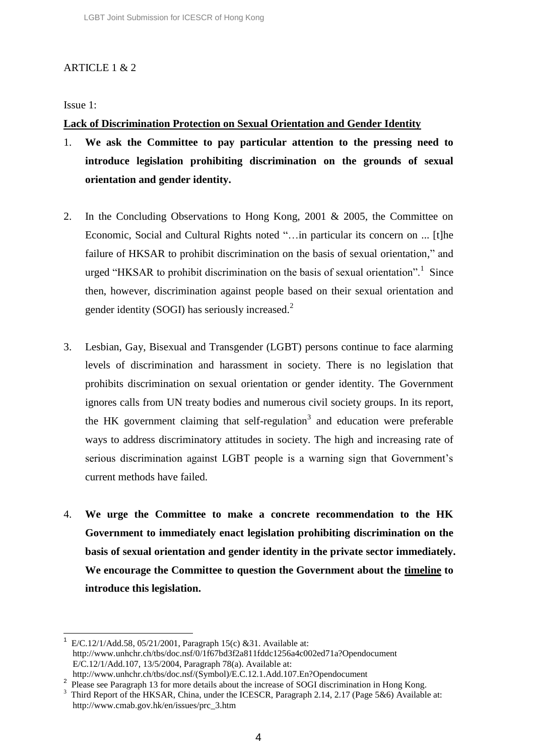ARTICLE 1 & 2

Issue 1:

**Lack of Discrimination Protection on Sexual Orientation and Gender Identity**

1. **We ask the Committee to pay particular attention to the pressing need to introduce legislation prohibiting discrimination on the grounds of sexual orientation and gender identity.**

2. In the Concluding Observations to Hong Kong, 2001 & 2005, the Committee on Economic, Social and Cultural Rights noted "…in particular its concern on ... [t]he failure of HKSAR to prohibit discrimination on the basis of sexual orientation," and urged "HKSAR to prohibit discrimination on the basis of sexual orientation".[1] Since then, however, discrimination against people based on their sexual orientation and gender identity (SOGI) has seriously increased.[2]

3. Lesbian, Gay, Bisexual and Transgender (LGBT) persons continue to face alarming levels of discrimination and harassment in society. There is no legislation that prohibits discrimination on sexual orientation or gender identity. The Government ignores calls from UN treaty bodies and numerous civil society groups. In its report, the HK government claiming that self-regulation[3] and education were preferable ways to address discriminatory attitudes in society. The high and increasing rate of serious discrimination against LGBT people is a warning sign that Government's current methods have failed.

4. **We urge the Committee to make a concrete recommendation to the HK Government to immediately enact legislation prohibiting discrimination on the basis of sexual orientation and gender identity in the private sector immediately. We encourage the Committee to question the Government about the <u>timeline</u> to introduce this legislation.**

---

[1] E/C.12/1/Add.58, 05/21/2001, Paragraph 15(c) &31. Available at: http://www.unhchr.ch/tbs/doc.nsf/0/1f67bd3f2a811fddc1256a4c002ed71a?Opendocument E/C.12/1/Add.107, 13/5/2004, Paragraph 78(a). Available at: http://www.unhchr.ch/tbs/doc.nsf/(Symbol)/E.C.12.1.Add.107.En?Opendocument

[2] Please see Paragraph 13 for more details about the increase of SOGI discrimination in Hong Kong.

[3] Third Report of the HKSAR, China, under the ICESCR, Paragraph 2.14, 2.17 (Page 5&6) Available at: http://www.cmab.gov.hk/en/issues/prc_3.htm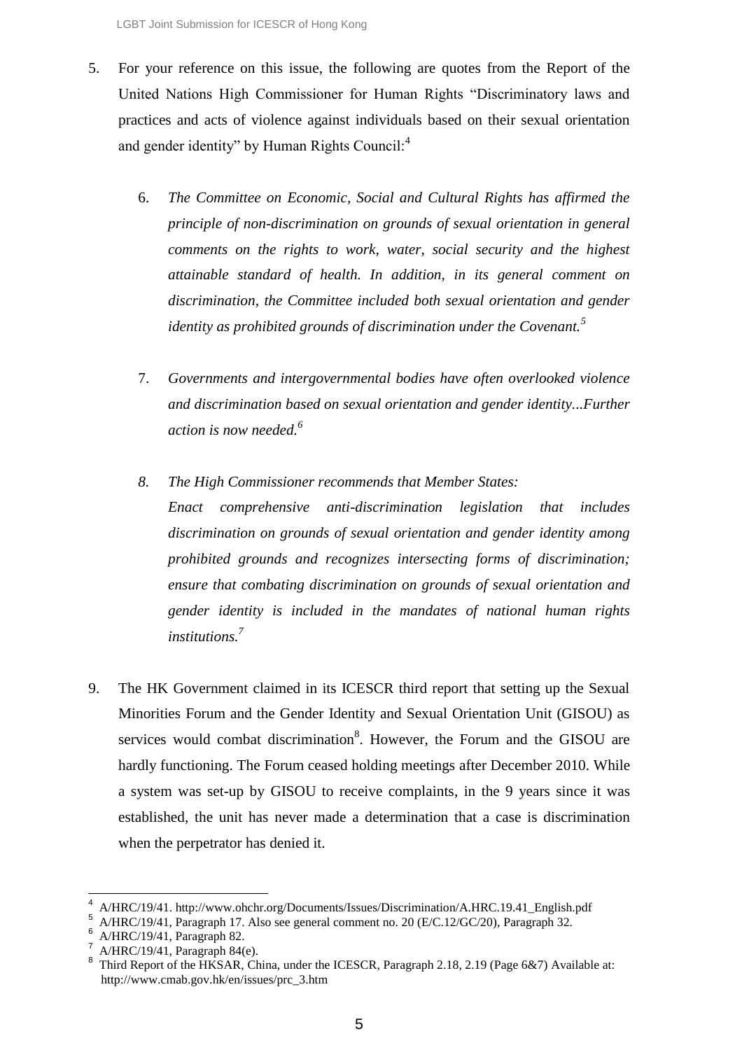5. For your reference on this issue, the following are quotes from the Report of the United Nations High Commissioner for Human Rights "Discriminatory laws and practices and acts of violence against individuals based on their sexual orientation and gender identity" by Human Rights Council:[4]

   6. *The Committee on Economic, Social and Cultural Rights has affirmed the principle of non-discrimination on grounds of sexual orientation in general comments on the rights to work, water, social security and the highest attainable standard of health. In addition, in its general comment on discrimination, the Committee included both sexual orientation and gender identity as prohibited grounds of discrimination under the Covenant.*[5]

   7. *Governments and intergovernmental bodies have often overlooked violence and discrimination based on sexual orientation and gender identity...Further action is now needed.*[6]

   8. *The High Commissioner recommends that Member States:*
      *Enact comprehensive anti-discrimination legislation that includes discrimination on grounds of sexual orientation and gender identity among prohibited grounds and recognizes intersecting forms of discrimination; ensure that combating discrimination on grounds of sexual orientation and gender identity is included in the mandates of national human rights institutions.*[7]

9. The HK Government claimed in its ICESCR third report that setting up the Sexual Minorities Forum and the Gender Identity and Sexual Orientation Unit (GISOU) as services would combat discrimination[8]. However, the Forum and the GISOU are hardly functioning. The Forum ceased holding meetings after December 2010. While a system was set-up by GISOU to receive complaints, in the 9 years since it was established, the unit has never made a determination that a case is discrimination when the perpetrator has denied it.

---

[4] A/HRC/19/41. http://www.ohchr.org/Documents/Issues/Discrimination/A.HRC.19.41_English.pdf

[5] A/HRC/19/41, Paragraph 17. Also see general comment no. 20 (E/C.12/GC/20), Paragraph 32.

[6] A/HRC/19/41, Paragraph 82.

[7] A/HRC/19/41, Paragraph 84(e).

[8] Third Report of the HKSAR, China, under the ICESCR, Paragraph 2.18, 2.19 (Page 6&7) Available at: http://www.cmab.gov.hk/en/issues/prc_3.htm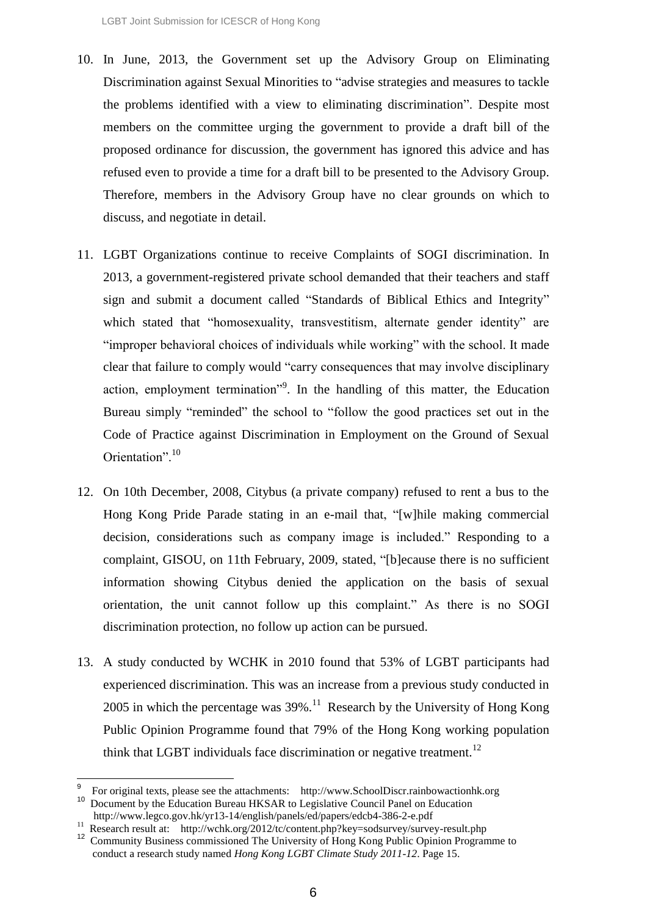10. In June, 2013, the Government set up the Advisory Group on Eliminating Discrimination against Sexual Minorities to "advise strategies and measures to tackle the problems identified with a view to eliminating discrimination". Despite most members on the committee urging the government to provide a draft bill of the proposed ordinance for discussion, the government has ignored this advice and has refused even to provide a time for a draft bill to be presented to the Advisory Group. Therefore, members in the Advisory Group have no clear grounds on which to discuss, and negotiate in detail.

11. LGBT Organizations continue to receive Complaints of SOGI discrimination. In 2013, a government-registered private school demanded that their teachers and staff sign and submit a document called "Standards of Biblical Ethics and Integrity" which stated that "homosexuality, transvestitism, alternate gender identity" are "improper behavioral choices of individuals while working" with the school. It made clear that failure to comply would "carry consequences that may involve disciplinary action, employment termination"[9]. In the handling of this matter, the Education Bureau simply "reminded" the school to "follow the good practices set out in the Code of Practice against Discrimination in Employment on the Ground of Sexual Orientation".[10]

12. On 10th December, 2008, Citybus (a private company) refused to rent a bus to the Hong Kong Pride Parade stating in an e-mail that, "[w]hile making commercial decision, considerations such as company image is included." Responding to a complaint, GISOU, on 11th February, 2009, stated, "[b]ecause there is no sufficient information showing Citybus denied the application on the basis of sexual orientation, the unit cannot follow up this complaint." As there is no SOGI discrimination protection, no follow up action can be pursued.

13. A study conducted by WCHK in 2010 found that 53% of LGBT participants had experienced discrimination. This was an increase from a previous study conducted in 2005 in which the percentage was 39%.[11] Research by the University of Hong Kong Public Opinion Programme found that 79% of the Hong Kong working population think that LGBT individuals face discrimination or negative treatment.[12]

---

[9] For original texts, please see the attachments: http://www.SchoolDiscr.rainbowactionhk.org

[10] Document by the Education Bureau HKSAR to Legislative Council Panel on Education http://www.legco.gov.hk/yr13-14/english/panels/ed/papers/edcb4-386-2-e.pdf

[11] Research result at: http://wchk.org/2012/tc/content.php?key=sodsurvey/survey-result.php

[12] Community Business commissioned The University of Hong Kong Public Opinion Programme to conduct a research study named *Hong Kong LGBT Climate Study 2011-12*. Page 15.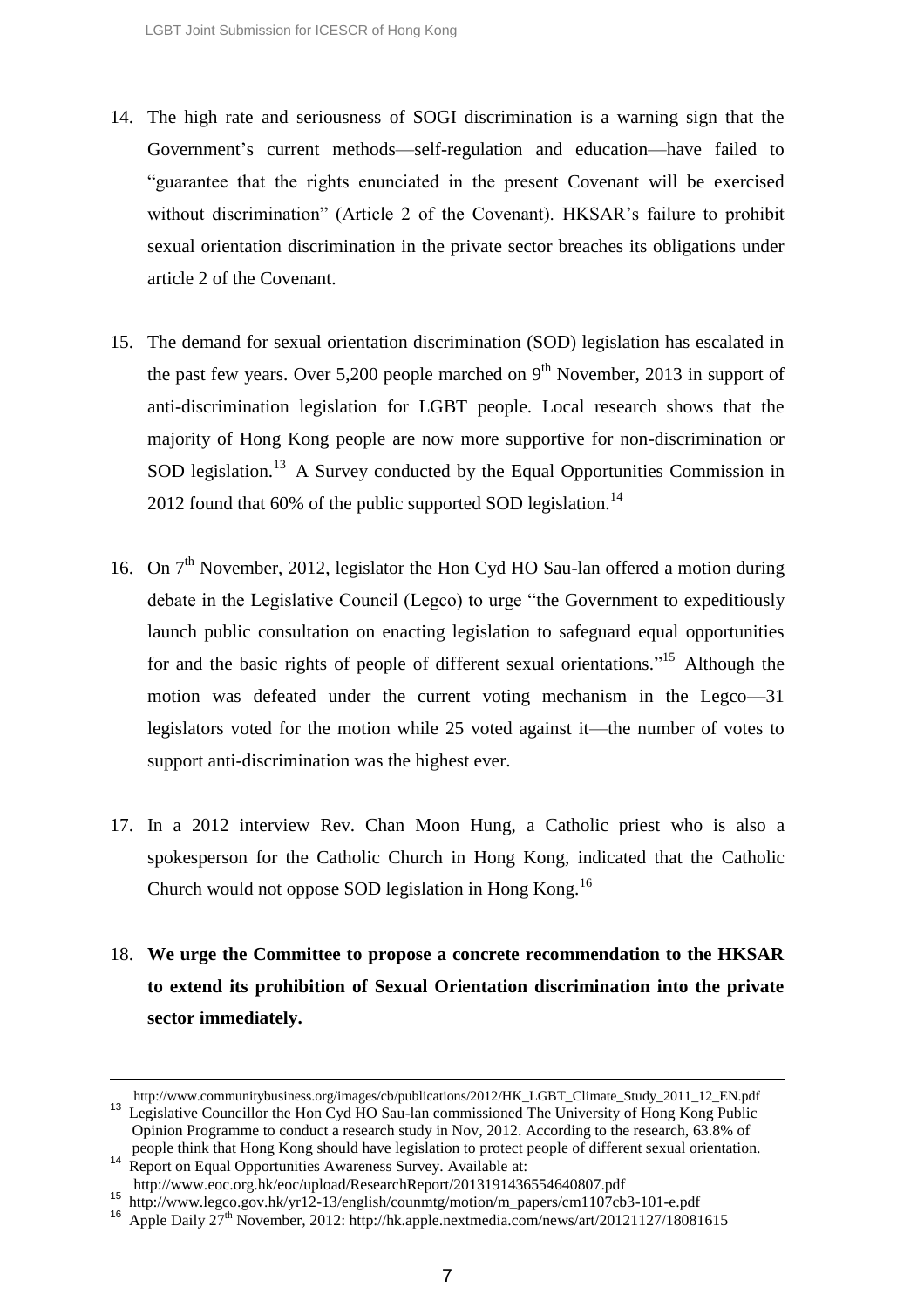14. The high rate and seriousness of SOGI discrimination is a warning sign that the Government's current methods—self-regulation and education—have failed to "guarantee that the rights enunciated in the present Covenant will be exercised without discrimination" (Article 2 of the Covenant). HKSAR's failure to prohibit sexual orientation discrimination in the private sector breaches its obligations under article 2 of the Covenant.

15. The demand for sexual orientation discrimination (SOD) legislation has escalated in the past few years. Over 5,200 people marched on 9th November, 2013 in support of anti-discrimination legislation for LGBT people. Local research shows that the majority of Hong Kong people are now more supportive for non-discrimination or SOD legislation.[13] A Survey conducted by the Equal Opportunities Commission in 2012 found that 60% of the public supported SOD legislation.[14]

16. On 7th November, 2012, legislator the Hon Cyd HO Sau-lan offered a motion during debate in the Legislative Council (Legco) to urge "the Government to expeditiously launch public consultation on enacting legislation to safeguard equal opportunities for and the basic rights of people of different sexual orientations."[15] Although the motion was defeated under the current voting mechanism in the Legco—31 legislators voted for the motion while 25 voted against it—the number of votes to support anti-discrimination was the highest ever.

17. In a 2012 interview Rev. Chan Moon Hung, a Catholic priest who is also a spokesperson for the Catholic Church in Hong Kong, indicated that the Catholic Church would not oppose SOD legislation in Hong Kong.[16]

18. **We urge the Committee to propose a concrete recommendation to the HKSAR to extend its prohibition of Sexual Orientation discrimination into the private sector immediately.**

---

http://www.communitybusiness.org/images/cb/publications/2012/HK_LGBT_Climate_Study_2011_12_EN.pdf

[13] Legislative Councillor the Hon Cyd HO Sau-lan commissioned The University of Hong Kong Public Opinion Programme to conduct a research study in Nov, 2012. According to the research, 63.8% of people think that Hong Kong should have legislation to protect people of different sexual orientation.

[14] Report on Equal Opportunities Awareness Survey. Available at: http://www.eoc.org.hk/eoc/upload/ResearchReport/2013191436554640807.pdf

[15] http://www.legco.gov.hk/yr12-13/english/counmtg/motion/m_papers/cm1107cb3-101-e.pdf

[16] Apple Daily 27th November, 2012: http://hk.apple.nextmedia.com/news/art/20121127/18081615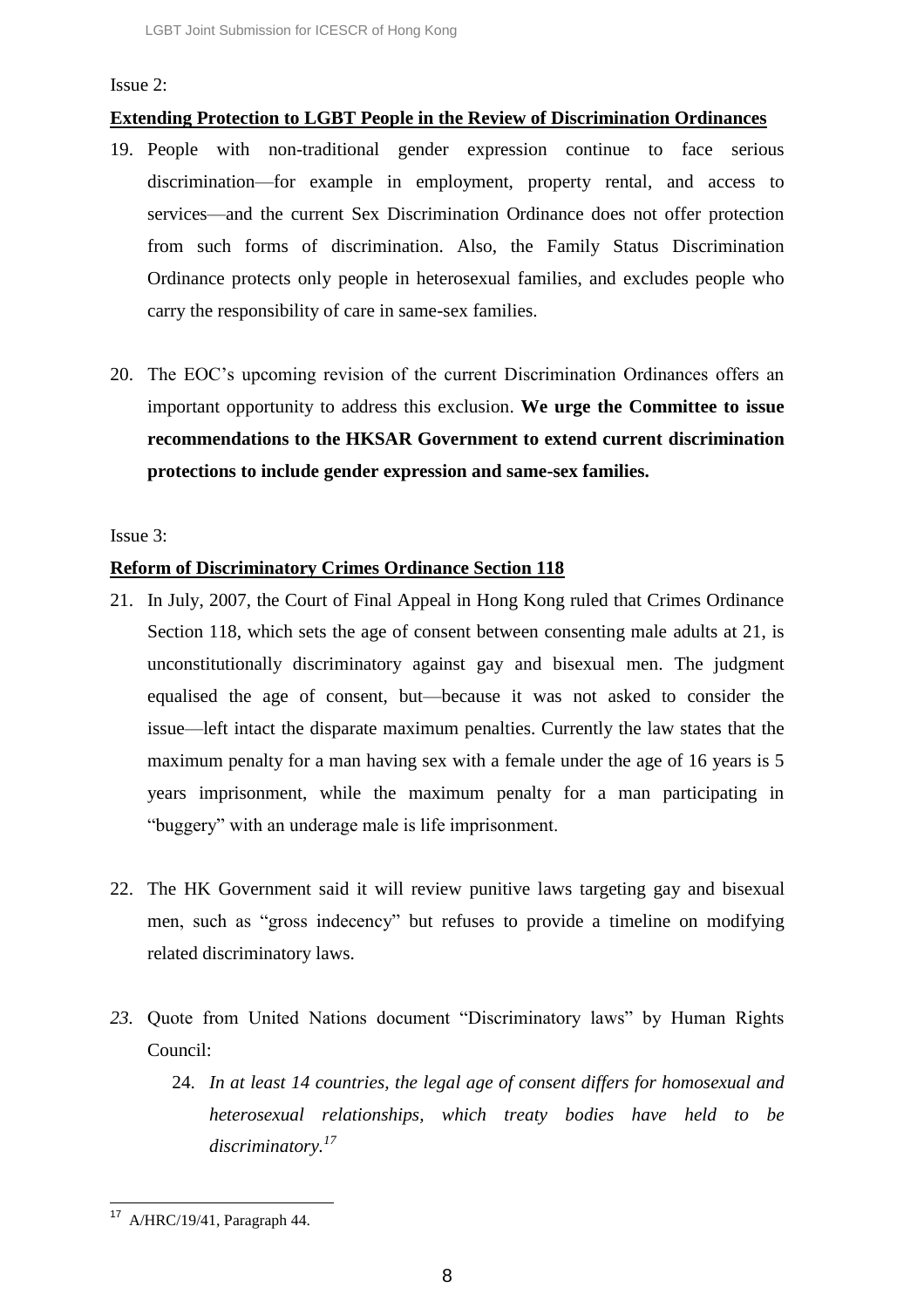Issue 2:

**Extending Protection to LGBT People in the Review of Discrimination Ordinances**

19. People with non-traditional gender expression continue to face serious discrimination—for example in employment, property rental, and access to services—and the current Sex Discrimination Ordinance does not offer protection from such forms of discrimination. Also, the Family Status Discrimination Ordinance protects only people in heterosexual families, and excludes people who carry the responsibility of care in same-sex families.

20. The EOC's upcoming revision of the current Discrimination Ordinances offers an important opportunity to address this exclusion. **We urge the Committee to issue recommendations to the HKSAR Government to extend current discrimination protections to include gender expression and same-sex families.**

Issue 3:

**Reform of Discriminatory Crimes Ordinance Section 118**

21. In July, 2007, the Court of Final Appeal in Hong Kong ruled that Crimes Ordinance Section 118, which sets the age of consent between consenting male adults at 21, is unconstitutionally discriminatory against gay and bisexual men. The judgment equalised the age of consent, but—because it was not asked to consider the issue—left intact the disparate maximum penalties. Currently the law states that the maximum penalty for a man having sex with a female under the age of 16 years is 5 years imprisonment, while the maximum penalty for a man participating in "buggery" with an underage male is life imprisonment.

22. The HK Government said it will review punitive laws targeting gay and bisexual men, such as "gross indecency" but refuses to provide a timeline on modifying related discriminatory laws.

*23.* Quote from United Nations document "Discriminatory laws" by Human Rights Council:

    24. *In at least 14 countries, the legal age of consent differs for homosexual and heterosexual relationships, which treaty bodies have held to be discriminatory.*[17]

---

[17] A/HRC/19/41, Paragraph 44.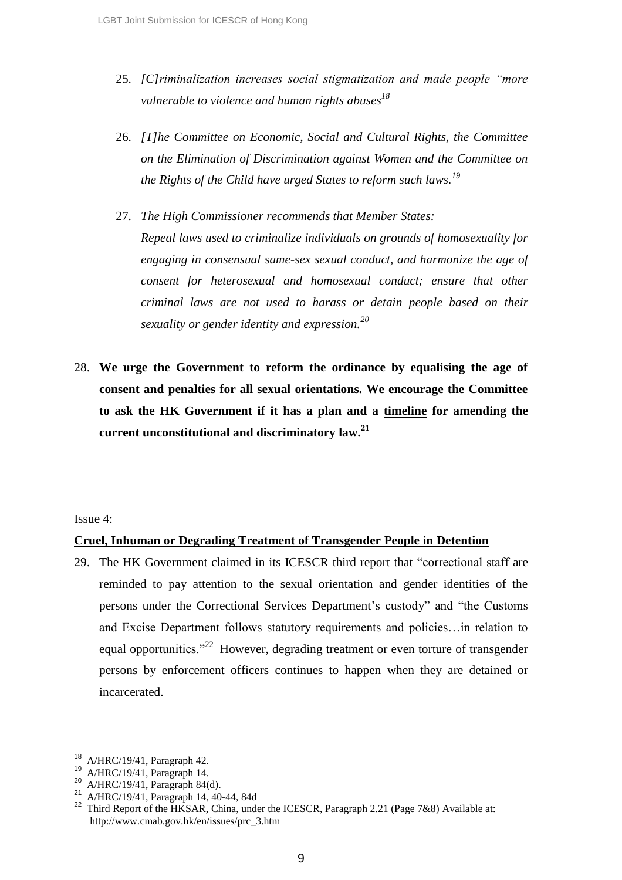25. *[C]riminalization increases social stigmatization and made people "more vulnerable to violence and human rights abuses*[18]

26. *[T]he Committee on Economic, Social and Cultural Rights, the Committee on the Elimination of Discrimination against Women and the Committee on the Rights of the Child have urged States to reform such laws.*[19]

27. *The High Commissioner recommends that Member States:*
    *Repeal laws used to criminalize individuals on grounds of homosexuality for engaging in consensual same-sex sexual conduct, and harmonize the age of consent for heterosexual and homosexual conduct; ensure that other criminal laws are not used to harass or detain people based on their sexuality or gender identity and expression.*[20]

28. **We urge the Government to reform the ordinance by equalising the age of consent and penalties for all sexual orientations. We encourage the Committee to ask the HK Government if it has a plan and a <u>timeline</u> for amending the current unconstitutional and discriminatory law.**[21]

Issue 4:

**<u>Cruel, Inhuman or Degrading Treatment of Transgender People in Detention</u>**

29. The HK Government claimed in its ICESCR third report that "correctional staff are reminded to pay attention to the sexual orientation and gender identities of the persons under the Correctional Services Department's custody" and "the Customs and Excise Department follows statutory requirements and policies…in relation to equal opportunities."[22] However, degrading treatment or even torture of transgender persons by enforcement officers continues to happen when they are detained or incarcerated.

---

[18] A/HRC/19/41, Paragraph 42.
[19] A/HRC/19/41, Paragraph 14.
[20] A/HRC/19/41, Paragraph 84(d).
[21] A/HRC/19/41, Paragraph 14, 40-44, 84d
[22] Third Report of the HKSAR, China, under the ICESCR, Paragraph 2.21 (Page 7&8) Available at: http://www.cmab.gov.hk/en/issues/prc_3.htm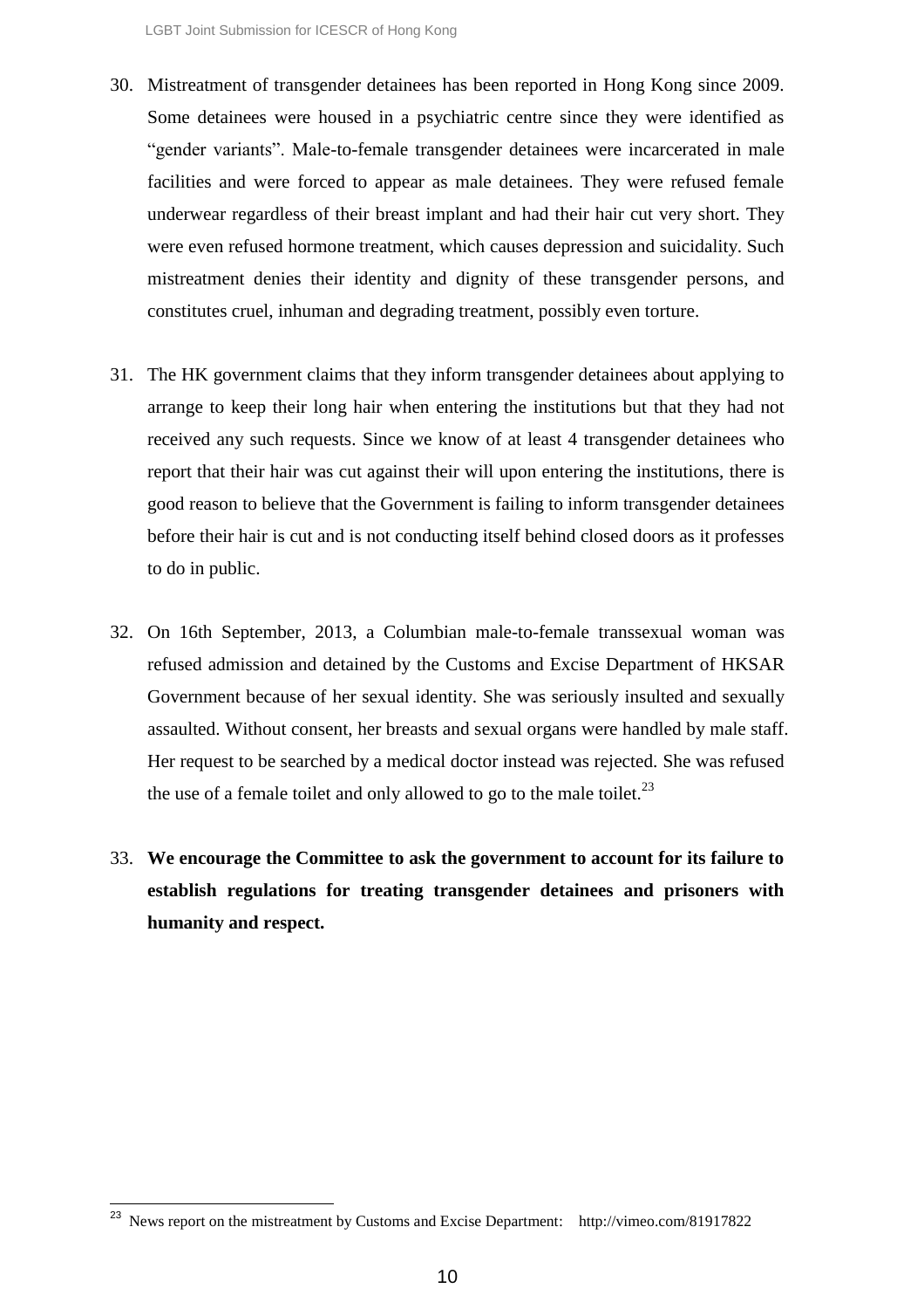30. Mistreatment of transgender detainees has been reported in Hong Kong since 2009. Some detainees were housed in a psychiatric centre since they were identified as “gender variants”. Male-to-female transgender detainees were incarcerated in male facilities and were forced to appear as male detainees. They were refused female underwear regardless of their breast implant and had their hair cut very short. They were even refused hormone treatment, which causes depression and suicidality. Such mistreatment denies their identity and dignity of these transgender persons, and constitutes cruel, inhuman and degrading treatment, possibly even torture.

31. The HK government claims that they inform transgender detainees about applying to arrange to keep their long hair when entering the institutions but that they had not received any such requests. Since we know of at least 4 transgender detainees who report that their hair was cut against their will upon entering the institutions, there is good reason to believe that the Government is failing to inform transgender detainees before their hair is cut and is not conducting itself behind closed doors as it professes to do in public.

32. On 16th September, 2013, a Columbian male-to-female transsexual woman was refused admission and detained by the Customs and Excise Department of HKSAR Government because of her sexual identity. She was seriously insulted and sexually assaulted. Without consent, her breasts and sexual organs were handled by male staff. Her request to be searched by a medical doctor instead was rejected. She was refused the use of a female toilet and only allowed to go to the male toilet.[23]

33. **We encourage the Committee to ask the government to account for its failure to establish regulations for treating transgender detainees and prisoners with humanity and respect.**

---

[23] News report on the mistreatment by Customs and Excise Department: http://vimeo.com/81917822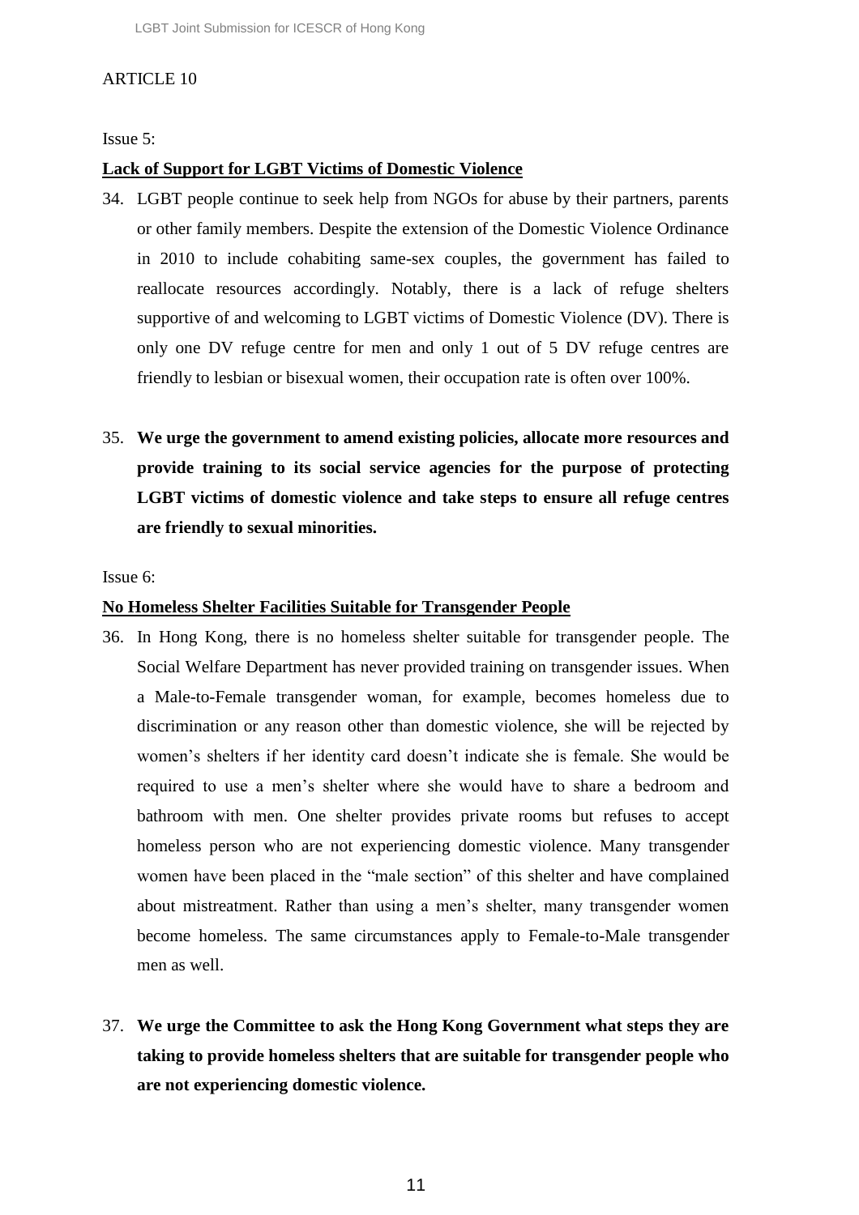ARTICLE 10

Issue 5:

**<u>Lack of Support for LGBT Victims of Domestic Violence</u>**

34. LGBT people continue to seek help from NGOs for abuse by their partners, parents or other family members. Despite the extension of the Domestic Violence Ordinance in 2010 to include cohabiting same-sex couples, the government has failed to reallocate resources accordingly. Notably, there is a lack of refuge shelters supportive of and welcoming to LGBT victims of Domestic Violence (DV). There is only one DV refuge centre for men and only 1 out of 5 DV refuge centres are friendly to lesbian or bisexual women, their occupation rate is often over 100%.

35. **We urge the government to amend existing policies, allocate more resources and provide training to its social service agencies for the purpose of protecting LGBT victims of domestic violence and take steps to ensure all refuge centres are friendly to sexual minorities.**

Issue 6:

**<u>No Homeless Shelter Facilities Suitable for Transgender People</u>**

36. In Hong Kong, there is no homeless shelter suitable for transgender people. The Social Welfare Department has never provided training on transgender issues. When a Male-to-Female transgender woman, for example, becomes homeless due to discrimination or any reason other than domestic violence, she will be rejected by women's shelters if her identity card doesn't indicate she is female. She would be required to use a men's shelter where she would have to share a bedroom and bathroom with men. One shelter provides private rooms but refuses to accept homeless person who are not experiencing domestic violence. Many transgender women have been placed in the "male section" of this shelter and have complained about mistreatment. Rather than using a men's shelter, many transgender women become homeless. The same circumstances apply to Female-to-Male transgender men as well.

37. **We urge the Committee to ask the Hong Kong Government what steps they are taking to provide homeless shelters that are suitable for transgender people who are not experiencing domestic violence.**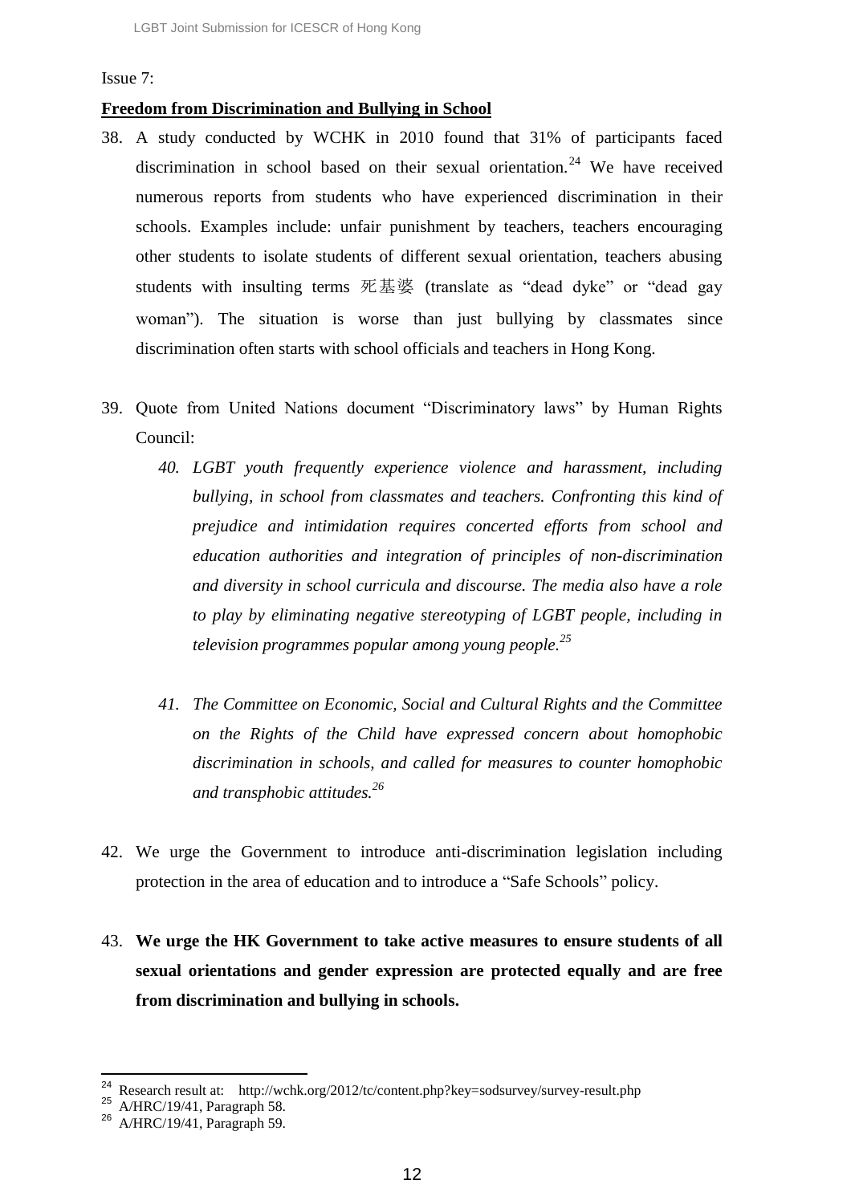Issue 7:

**Freedom from Discrimination and Bullying in School**

38. A study conducted by WCHK in 2010 found that 31% of participants faced discrimination in school based on their sexual orientation.[24] We have received numerous reports from students who have experienced discrimination in their schools. Examples include: unfair punishment by teachers, teachers encouraging other students to isolate students of different sexual orientation, teachers abusing students with insulting terms 死基婆 (translate as "dead dyke" or "dead gay woman"). The situation is worse than just bullying by classmates since discrimination often starts with school officials and teachers in Hong Kong.

39. Quote from United Nations document "Discriminatory laws" by Human Rights Council:

    *40. LGBT youth frequently experience violence and harassment, including bullying, in school from classmates and teachers. Confronting this kind of prejudice and intimidation requires concerted efforts from school and education authorities and integration of principles of non-discrimination and diversity in school curricula and discourse. The media also have a role to play by eliminating negative stereotyping of LGBT people, including in television programmes popular among young people.*[25]

    *41. The Committee on Economic, Social and Cultural Rights and the Committee on the Rights of the Child have expressed concern about homophobic discrimination in schools, and called for measures to counter homophobic and transphobic attitudes.*[26]

42. We urge the Government to introduce anti-discrimination legislation including protection in the area of education and to introduce a "Safe Schools" policy.

43. **We urge the HK Government to take active measures to ensure students of all sexual orientations and gender expression are protected equally and are free from discrimination and bullying in schools.**

---

[24] Research result at: http://wchk.org/2012/tc/content.php?key=sodsurvey/survey-result.php

[25] A/HRC/19/41, Paragraph 58.

[26] A/HRC/19/41, Paragraph 59.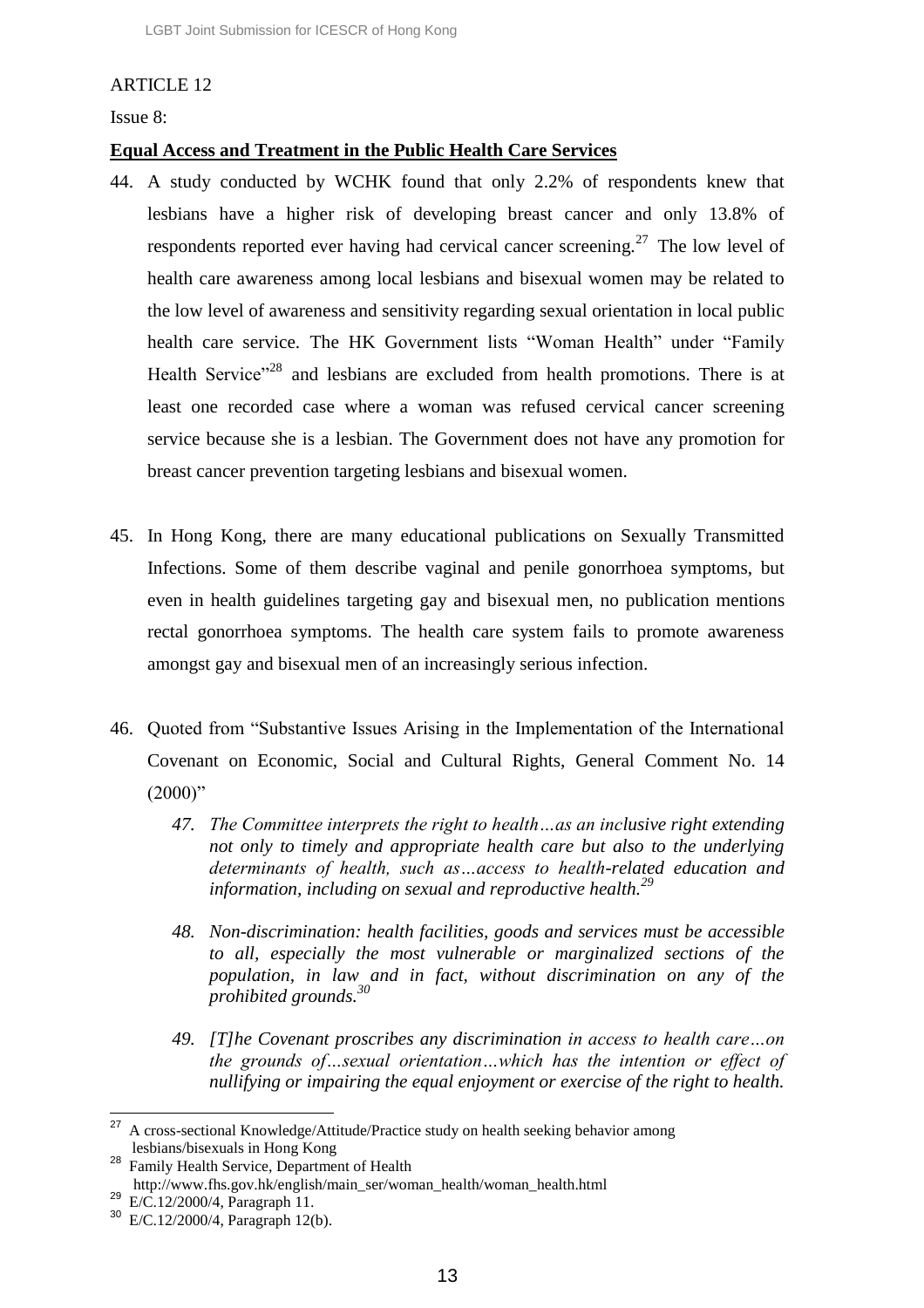ARTICLE 12

Issue 8:

**Equal Access and Treatment in the Public Health Care Services**

44. A study conducted by WCHK found that only 2.2% of respondents knew that lesbians have a higher risk of developing breast cancer and only 13.8% of respondents reported ever having had cervical cancer screening.[27] The low level of health care awareness among local lesbians and bisexual women may be related to the low level of awareness and sensitivity regarding sexual orientation in local public health care service. The HK Government lists "Woman Health" under "Family Health Service"[28] and lesbians are excluded from health promotions. There is at least one recorded case where a woman was refused cervical cancer screening service because she is a lesbian. The Government does not have any promotion for breast cancer prevention targeting lesbians and bisexual women.

45. In Hong Kong, there are many educational publications on Sexually Transmitted Infections. Some of them describe vaginal and penile gonorrhoea symptoms, but even in health guidelines targeting gay and bisexual men, no publication mentions rectal gonorrhoea symptoms. The health care system fails to promote awareness amongst gay and bisexual men of an increasingly serious infection.

46. Quoted from "Substantive Issues Arising in the Implementation of the International Covenant on Economic, Social and Cultural Rights, General Comment No. 14 (2000)"

    *47. The Committee interprets the right to health…as an inclusive right extending not only to timely and appropriate health care but also to the underlying determinants of health, such as…access to health-related education and information, including on sexual and reproductive health.*[29]

    *48. Non-discrimination: health facilities, goods and services must be accessible to all, especially the most vulnerable or marginalized sections of the population, in law and in fact, without discrimination on any of the prohibited grounds.*[30]

    *49. [T]he Covenant proscribes any discrimination in access to health care…on the grounds of…sexual orientation…which has the intention or effect of nullifying or impairing the equal enjoyment or exercise of the right to health.*

---

[27] A cross-sectional Knowledge/Attitude/Practice study on health seeking behavior among lesbians/bisexuals in Hong Kong

[28] Family Health Service, Department of Health http://www.fhs.gov.hk/english/main_ser/woman_health/woman_health.html

[29] E/C.12/2000/4, Paragraph 11.

[30] E/C.12/2000/4, Paragraph 12(b).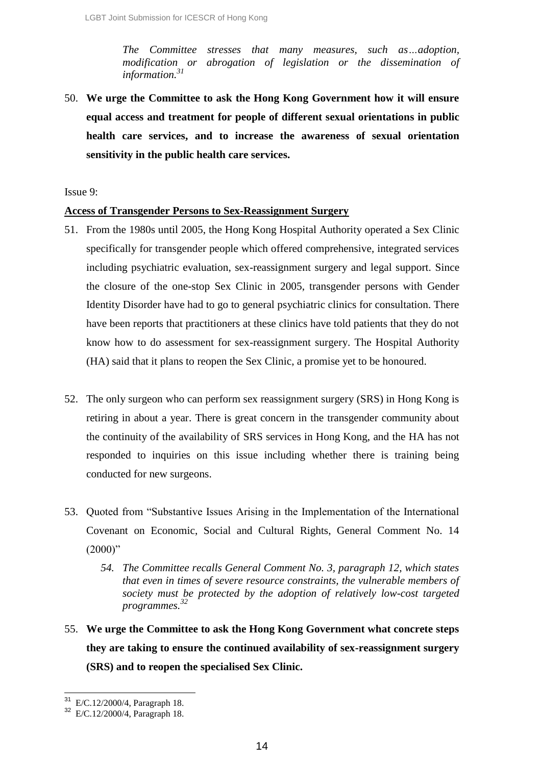> *The Committee stresses that many measures, such as…adoption, modification or abrogation of legislation or the dissemination of information.*[31]

50. **We urge the Committee to ask the Hong Kong Government how it will ensure equal access and treatment for people of different sexual orientations in public health care services, and to increase the awareness of sexual orientation sensitivity in the public health care services.**

Issue 9:

**Access of Transgender Persons to Sex-Reassignment Surgery**

51. From the 1980s until 2005, the Hong Kong Hospital Authority operated a Sex Clinic specifically for transgender people which offered comprehensive, integrated services including psychiatric evaluation, sex-reassignment surgery and legal support. Since the closure of the one-stop Sex Clinic in 2005, transgender persons with Gender Identity Disorder have had to go to general psychiatric clinics for consultation. There have been reports that practitioners at these clinics have told patients that they do not know how to do assessment for sex-reassignment surgery. The Hospital Authority (HA) said that it plans to reopen the Sex Clinic, a promise yet to be honoured.

52. The only surgeon who can perform sex reassignment surgery (SRS) in Hong Kong is retiring in about a year. There is great concern in the transgender community about the continuity of the availability of SRS services in Hong Kong, and the HA has not responded to inquiries on this issue including whether there is training being conducted for new surgeons.

53. Quoted from "Substantive Issues Arising in the Implementation of the International Covenant on Economic, Social and Cultural Rights, General Comment No. 14 (2000)"

> *54. The Committee recalls General Comment No. 3, paragraph 12, which states that even in times of severe resource constraints, the vulnerable members of society must be protected by the adoption of relatively low-cost targeted programmes.*[32]

55. **We urge the Committee to ask the Hong Kong Government what concrete steps they are taking to ensure the continued availability of sex-reassignment surgery (SRS) and to reopen the specialised Sex Clinic.**

---

[31] E/C.12/2000/4, Paragraph 18.

[32] E/C.12/2000/4, Paragraph 18.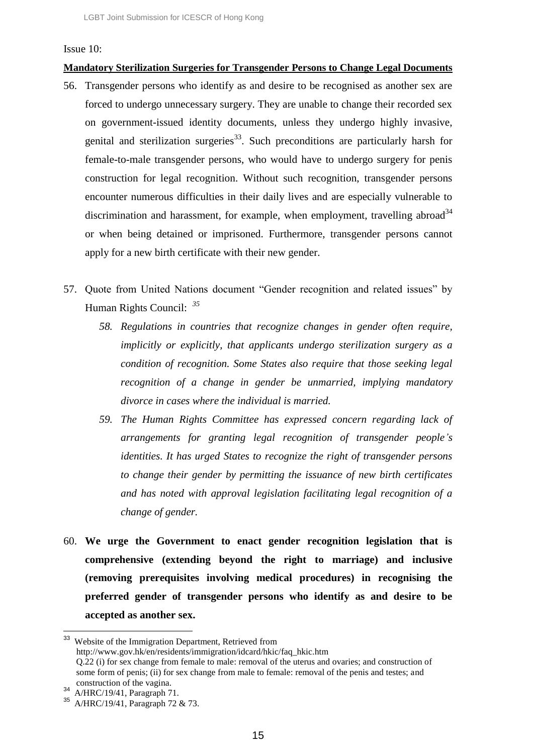Issue 10:

**Mandatory Sterilization Surgeries for Transgender Persons to Change Legal Documents**

56. Transgender persons who identify as and desire to be recognised as another sex are forced to undergo unnecessary surgery. They are unable to change their recorded sex on government-issued identity documents, unless they undergo highly invasive, genital and sterilization surgeries[33]. Such preconditions are particularly harsh for female-to-male transgender persons, who would have to undergo surgery for penis construction for legal recognition. Without such recognition, transgender persons encounter numerous difficulties in their daily lives and are especially vulnerable to discrimination and harassment, for example, when employment, travelling abroad[34] or when being detained or imprisoned. Furthermore, transgender persons cannot apply for a new birth certificate with their new gender.

57. Quote from United Nations document "Gender recognition and related issues" by Human Rights Council: [35]

    58. *Regulations in countries that recognize changes in gender often require, implicitly or explicitly, that applicants undergo sterilization surgery as a condition of recognition. Some States also require that those seeking legal recognition of a change in gender be unmarried, implying mandatory divorce in cases where the individual is married.*

    59. *The Human Rights Committee has expressed concern regarding lack of arrangements for granting legal recognition of transgender people's identities. It has urged States to recognize the right of transgender persons to change their gender by permitting the issuance of new birth certificates and has noted with approval legislation facilitating legal recognition of a change of gender.*

60. **We urge the Government to enact gender recognition legislation that is comprehensive (extending beyond the right to marriage) and inclusive (removing prerequisites involving medical procedures) in recognising the preferred gender of transgender persons who identify as and desire to be accepted as another sex.**

---

[33] Website of the Immigration Department, Retrieved from http://www.gov.hk/en/residents/immigration/idcard/hkic/faq_hkic.htm Q.22 (i) for sex change from female to male: removal of the uterus and ovaries; and construction of some form of penis; (ii) for sex change from male to female: removal of the penis and testes; and construction of the vagina.

[34] A/HRC/19/41, Paragraph 71.

[35] A/HRC/19/41, Paragraph 72 & 73.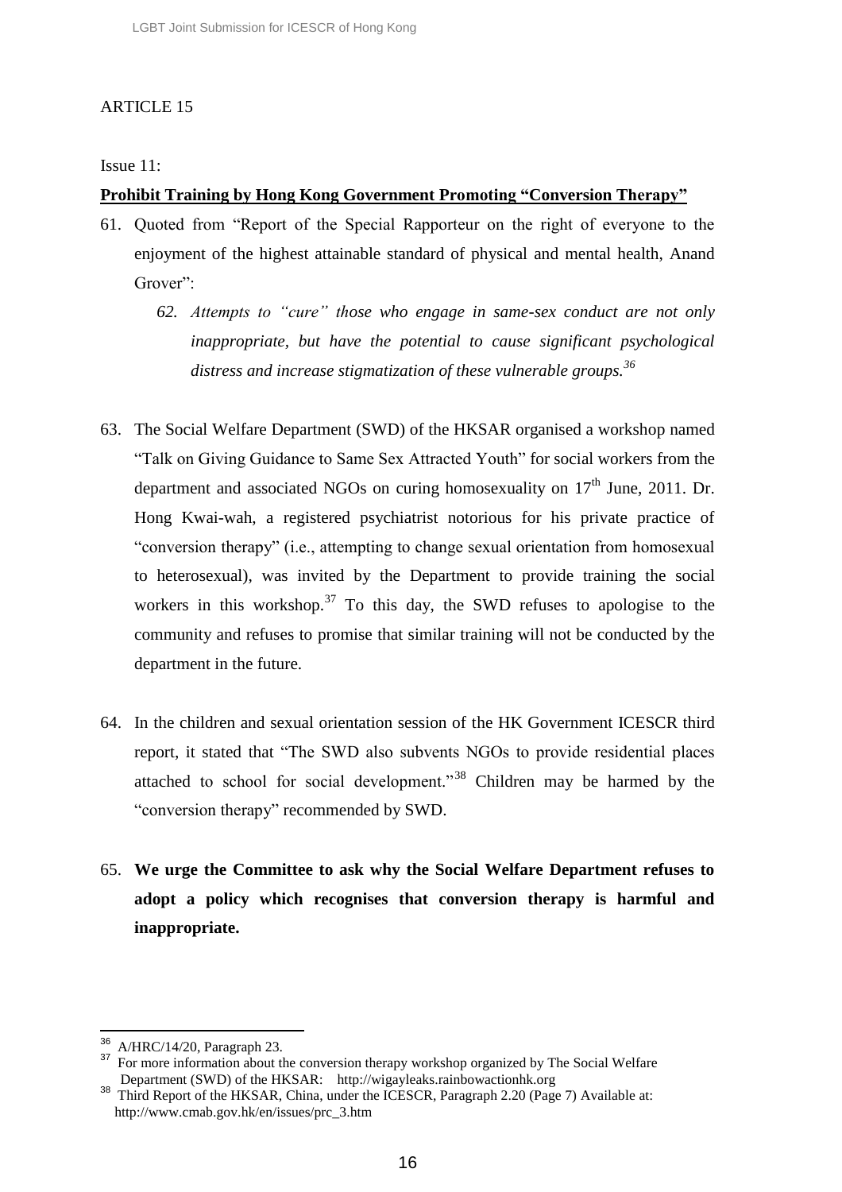ARTICLE 15

Issue 11:

**Prohibit Training by Hong Kong Government Promoting "Conversion Therapy"**

61. Quoted from "Report of the Special Rapporteur on the right of everyone to the enjoyment of the highest attainable standard of physical and mental health, Anand Grover":

    *62. Attempts to "cure" those who engage in same-sex conduct are not only inappropriate, but have the potential to cause significant psychological distress and increase stigmatization of these vulnerable groups.*[36]

63. The Social Welfare Department (SWD) of the HKSAR organised a workshop named "Talk on Giving Guidance to Same Sex Attracted Youth" for social workers from the department and associated NGOs on curing homosexuality on 17th June, 2011. Dr. Hong Kwai-wah, a registered psychiatrist notorious for his private practice of "conversion therapy" (i.e., attempting to change sexual orientation from homosexual to heterosexual), was invited by the Department to provide training the social workers in this workshop.[37] To this day, the SWD refuses to apologise to the community and refuses to promise that similar training will not be conducted by the department in the future.

64. In the children and sexual orientation session of the HK Government ICESCR third report, it stated that "The SWD also subvents NGOs to provide residential places attached to school for social development."[38] Children may be harmed by the "conversion therapy" recommended by SWD.

65. **We urge the Committee to ask why the Social Welfare Department refuses to adopt a policy which recognises that conversion therapy is harmful and inappropriate.**

---

[36] A/HRC/14/20, Paragraph 23.

[37] For more information about the conversion therapy workshop organized by The Social Welfare Department (SWD) of the HKSAR: http://wigayleaks.rainbowactionhk.org

[38] Third Report of the HKSAR, China, under the ICESCR, Paragraph 2.20 (Page 7) Available at: http://www.cmab.gov.hk/en/issues/prc_3.htm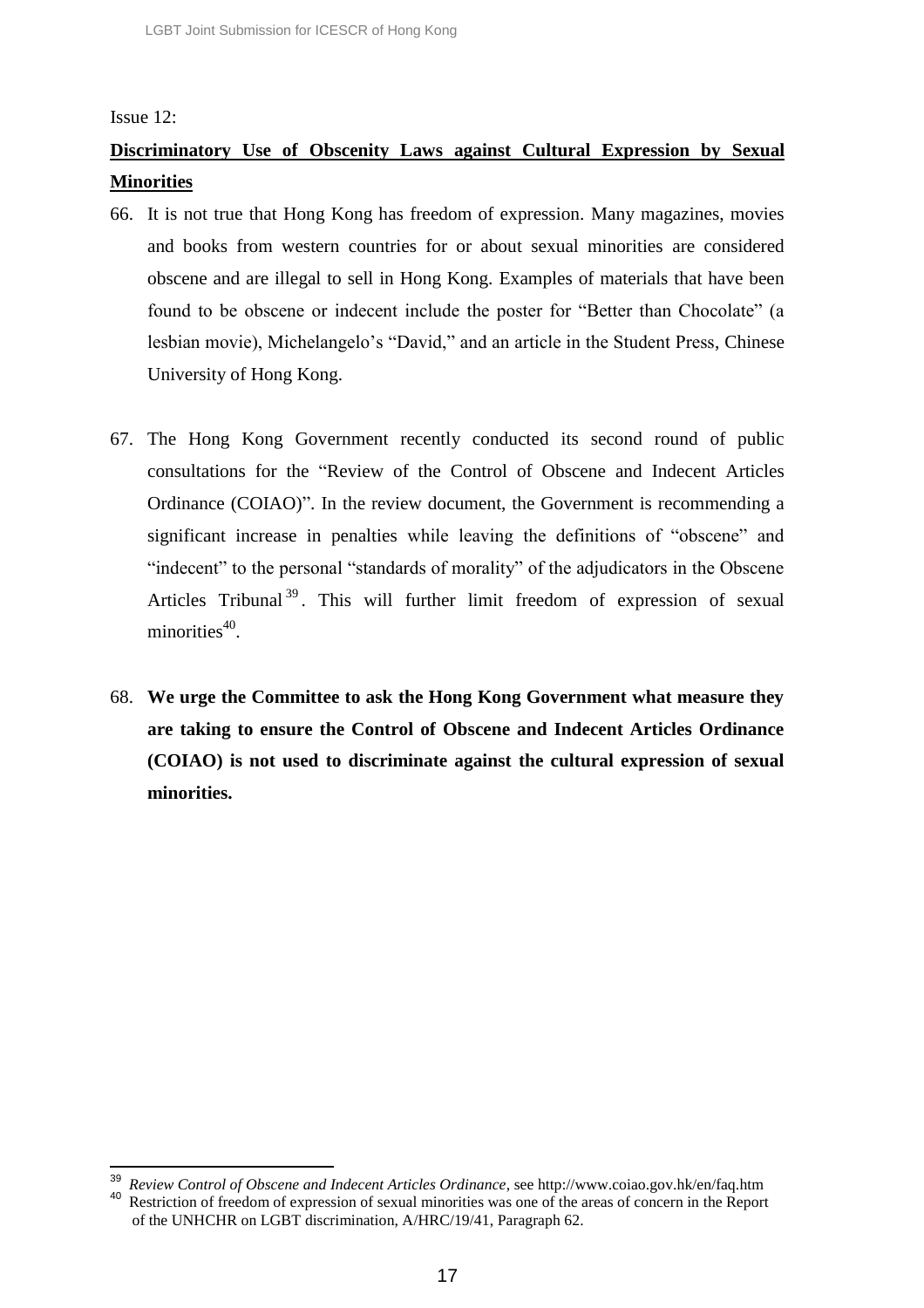Issue 12:

**Discriminatory Use of Obscenity Laws against Cultural Expression by Sexual Minorities**

66. It is not true that Hong Kong has freedom of expression. Many magazines, movies and books from western countries for or about sexual minorities are considered obscene and are illegal to sell in Hong Kong. Examples of materials that have been found to be obscene or indecent include the poster for "Better than Chocolate" (a lesbian movie), Michelangelo's "David," and an article in the Student Press, Chinese University of Hong Kong.

67. The Hong Kong Government recently conducted its second round of public consultations for the "Review of the Control of Obscene and Indecent Articles Ordinance (COIAO)". In the review document, the Government is recommending a significant increase in penalties while leaving the definitions of "obscene" and "indecent" to the personal "standards of morality" of the adjudicators in the Obscene Articles Tribunal[39]. This will further limit freedom of expression of sexual minorities[40].

68. **We urge the Committee to ask the Hong Kong Government what measure they are taking to ensure the Control of Obscene and Indecent Articles Ordinance (COIAO) is not used to discriminate against the cultural expression of sexual minorities.**

---

[39] *Review Control of Obscene and Indecent Articles Ordinance*, see http://www.coiao.gov.hk/en/faq.htm

[40] Restriction of freedom of expression of sexual minorities was one of the areas of concern in the Report of the UNHCHR on LGBT discrimination, A/HRC/19/41, Paragraph 62.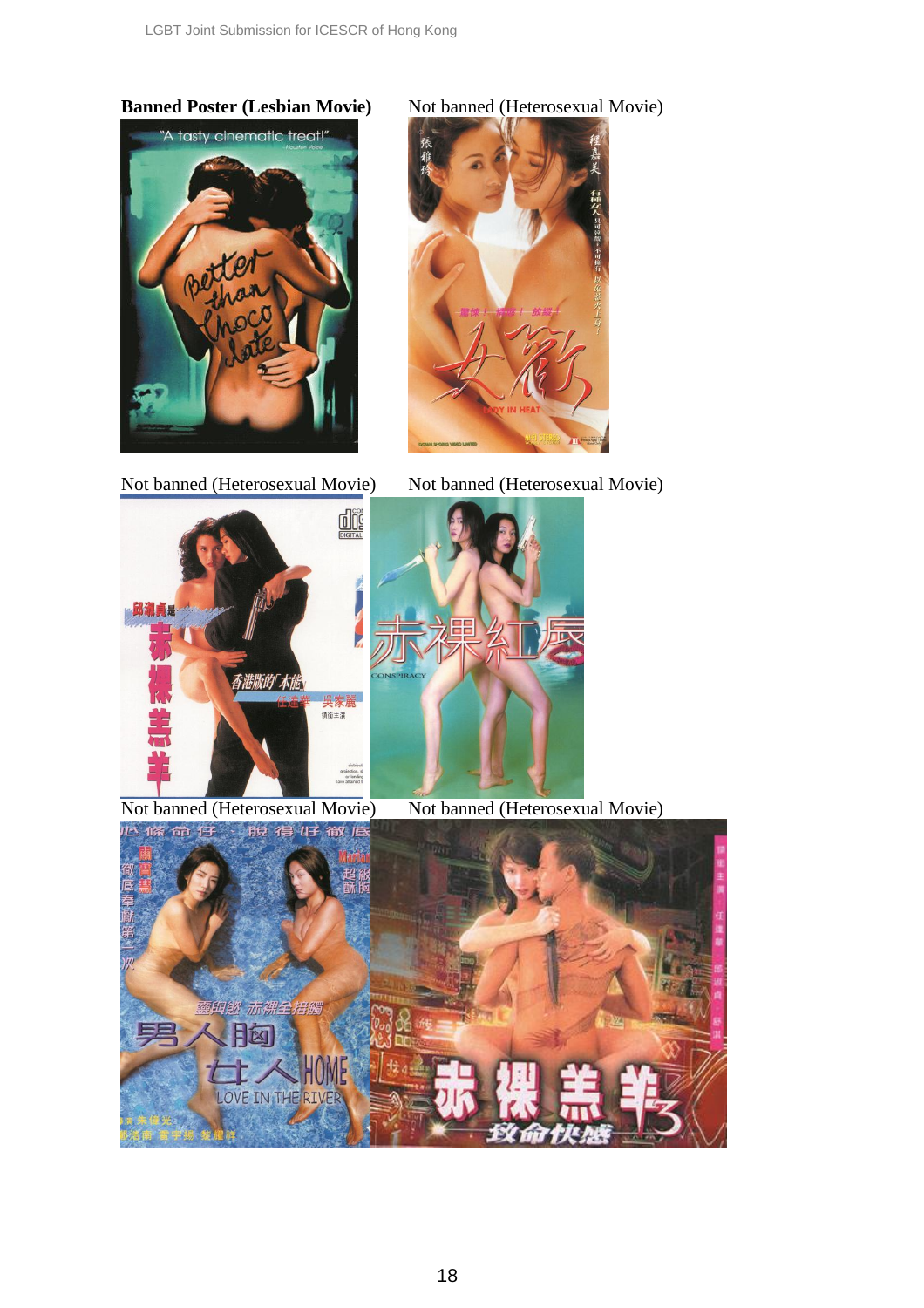**Banned Poster (Lesbian Movie)**

Not banned (Heterosexual Movie)

Not banned (Heterosexual Movie)

Not banned (Heterosexual Movie)

Not banned (Heterosexual Movie)

Not banned (Heterosexual Movie)